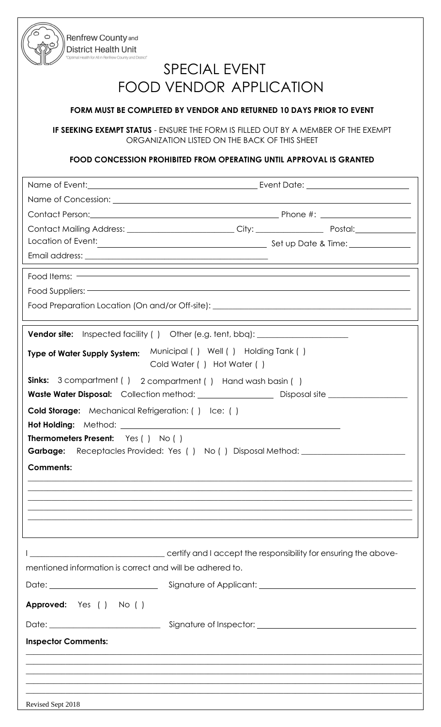Renfrew County and District Health Unit
"Optimal Health for All in Renfrew County and District"

# SPECIAL EVENT FOOD VENDOR APPLICATION

**FORM MUST BE COMPLETED BY VENDOR AND RETURNED 10 DAYS PRIOR TO EVENT**

**IF SEEKING EXEMPT STATUS** - ENSURE THE FORM IS FILLED OUT BY A MEMBER OF THE EXEMPT ORGANIZATION LISTED ON THE BACK OF THIS SHEET

**FOOD CONCESSION PROHIBITED FROM OPERATING UNTIL APPROVAL IS GRANTED**

Name of Event: ______________________ Event Date: ______________________

Name of Concession: ______________________

Contact Person: ______________________ Phone #: ______________________

Contact Mailing Address: ______________________ City: ______________ Postal: ______________

Location of Event: ______________________ Set up Date & Time: ______________

Email address: ______________________

Food Items: ______________________

Food Suppliers: ______________________

Food Preparation Location (On and/or Off-site): ______________________

**Vendor site:** Inspected facility ( ) Other (e.g. tent, bbq): ______________________

**Type of Water Supply System:** Municipal ( ) Well ( ) Holding Tank ( )
Cold Water ( ) Hot Water ( )

**Sinks:** 3 compartment ( ) 2 compartment ( ) Hand wash basin ( )

**Waste Water Disposal:** Collection method: ______________ Disposal site ______________

**Cold Storage:** Mechanical Refrigeration: ( ) Ice: ( )

**Hot Holding:** Method: ______________________

**Thermometers Present:** Yes ( ) No ( )

**Garbage:** Receptacles Provided: Yes ( ) No ( ) Disposal Method: ______________________

**Comments:**

______________________

______________________

______________________

______________________

______________________

I ______________________ certify and I accept the responsibility for ensuring the above-mentioned information is correct and will be adhered to.

Date: ______________________ Signature of Applicant: ______________________

**Approved:** Yes ( ) No ( )

Date: ______________________ Signature of Inspector: ______________________

**Inspector Comments:**

______________________

______________________

______________________

______________________

______________________

Revised Sept 2018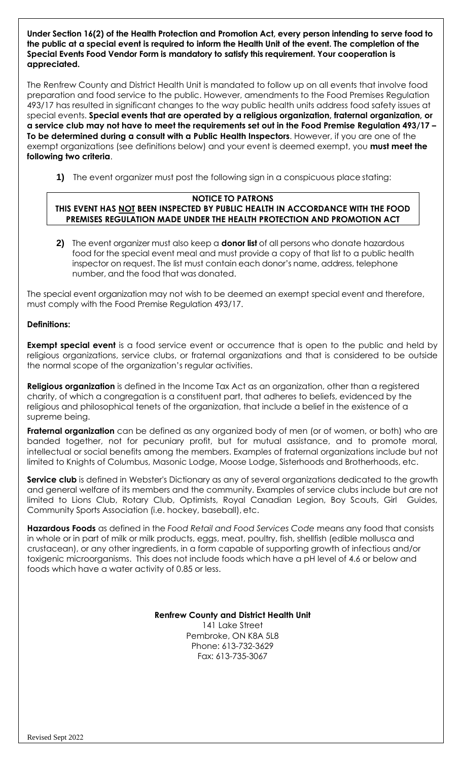**Under Section 16(2) of the Health Protection and Promotion Act, every person intending to serve food to the public at a special event is required to inform the Health Unit of the event. The completion of the Special Events Food Vendor Form is mandatory to satisfy this requirement. Your cooperation is appreciated.**

The Renfrew County and District Health Unit is mandated to follow up on all events that involve food preparation and food service to the public. However, amendments to the Food Premises Regulation 493/17 has resulted in significant changes to the way public health units address food safety issues at special events. **Special events that are operated by a religious organization, fraternal organization, or a service club may not have to meet the requirements set out in the Food Premise Regulation 493/17 – To be determined during a consult with a Public Health Inspectors**. However, if you are one of the exempt organizations (see definitions below) and your event is deemed exempt, you **must meet the following two criteria**.

**1)** The event organizer must post the following sign in a conspicuous place stating:

> **NOTICE TO PATRONS**
> **THIS EVENT HAS NOT BEEN INSPECTED BY PUBLIC HEALTH IN ACCORDANCE WITH THE FOOD PREMISES REGULATION MADE UNDER THE HEALTH PROTECTION AND PROMOTION ACT**

**2)** The event organizer must also keep a **donor list** of all persons who donate hazardous food for the special event meal and must provide a copy of that list to a public health inspector on request. The list must contain each donor's name, address, telephone number, and the food that was donated.

The special event organization may not wish to be deemed an exempt special event and therefore, must comply with the Food Premise Regulation 493/17.

**Definitions:**

**Exempt special event** is a food service event or occurrence that is open to the public and held by religious organizations, service clubs, or fraternal organizations and that is considered to be outside the normal scope of the organization's regular activities.

**Religious organization** is defined in the Income Tax Act as an organization, other than a registered charity, of which a congregation is a constituent part, that adheres to beliefs, evidenced by the religious and philosophical tenets of the organization, that include a belief in the existence of a supreme being.

**Fraternal organization** can be defined as any organized body of men (or of women, or both) who are banded together, not for pecuniary profit, but for mutual assistance, and to promote moral, intellectual or social benefits among the members. Examples of fraternal organizations include but not limited to Knights of Columbus, Masonic Lodge, Moose Lodge, Sisterhoods and Brotherhoods, etc.

**Service club** is defined in Webster's Dictionary as any of several organizations dedicated to the growth and general welfare of its members and the community. Examples of service clubs include but are not limited to Lions Club, Rotary Club, Optimists, Royal Canadian Legion, Boy Scouts, Girl Guides, Community Sports Association (i.e. hockey, baseball), etc.

**Hazardous Foods** as defined in the *Food Retail and Food Services Code* means any food that consists in whole or in part of milk or milk products, eggs, meat, poultry, fish, shellfish (edible mollusca and crustacean), or any other ingredients, in a form capable of supporting growth of infectious and/or toxigenic microorganisms. This does not include foods which have a pH level of 4.6 or below and foods which have a water activity of 0.85 or less.

**Renfrew County and District Health Unit**
141 Lake Street
Pembroke, ON K8A 5L8
Phone: 613-732-3629
Fax: 613-735-3067

Revised Sept 2022